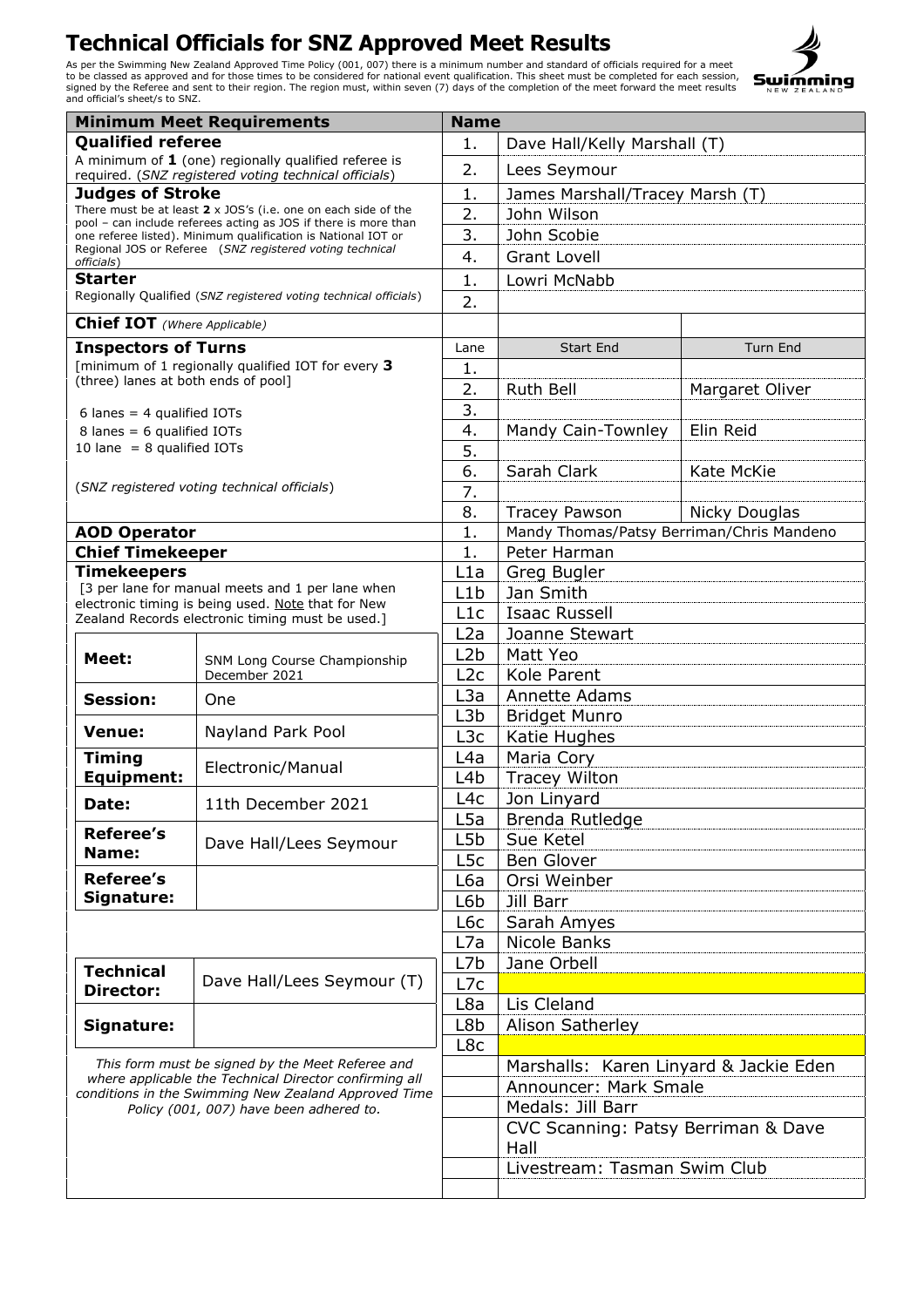# Technical Officials for SNZ Approved Meet Results

As per the Swimming New Zealand Approved Time Policy (001, 007) there is a minimum number and standard of officials required for a meet to be classed as approved and for those times to be considered for national event qualification. This sheet must be completed for each session, signed by the Referee and sent to their region. The region must, within seven (7) days of the completion of the meet forward the meet results and official's sheet/s to SNZ.

| Minimum Meet Requirements | Name | | |
|---|---|---|---|
| **Qualified referee** A minimum of **1** (one) regionally qualified referee is required. (*SNZ registered voting technical officials*) | 1. | Dave Hall/Kelly Marshall (T) | |
| | 2. | Lees Seymour | |
| **Judges of Stroke** There must be at least **2** x JOS's (i.e. one on each side of the pool – can include referees acting as JOS if there is more than one referee listed). Minimum qualification is National IOT or Regional JOS or Referee (*SNZ registered voting technical officials*) | 1. | James Marshall/Tracey Marsh (T) | |
| | 2. | John Wilson | |
| | 3. | John Scobie | |
| | 4. | Grant Lovell | |
| **Starter** Regionally Qualified (*SNZ registered voting technical officials*) | 1. | Lowri McNabb | |
| | 2. | | |
| **Chief IOT** *(Where Applicable)* | | | |
| **Inspectors of Turns** [minimum of 1 regionally qualified IOT for every **3** (three) lanes at both ends of pool] | Lane | Start End | Turn End |
| | 1. | | |
| 6 lanes = 4 qualified IOTs | 2. | Ruth Bell | Margaret Oliver |
| 8 lanes = 6 qualified IOTs | 3. | | |
| 10 lane = 8 qualified IOTs | 4. | Mandy Cain-Townley | Elin Reid |
| | 5. | | |
| (*SNZ registered voting technical officials*) | 6. | Sarah Clark | Kate McKie |
| | 7. | | |
| | 8. | Tracey Pawson | Nicky Douglas |
| **AOD Operator** | 1. | Mandy Thomas/Patsy Berriman/Chris Mandeno | |
| **Chief Timekeeper** | 1. | Peter Harman | |
| **Timekeepers** [3 per lane for manual meets and 1 per lane when electronic timing is being used. Note that for New Zealand Records electronic timing must be used.] | L1a | Greg Bugler | |
| | L1b | Jan Smith | |
| | L1c | Isaac Russell | |
| | L2a | Joanne Stewart | |
| **Meet:** SNM Long Course Championship December 2021 | L2b | Matt Yeo | |
| | L2c | Kole Parent | |
| **Session:** One | L3a | Annette Adams | |
| | L3b | Bridget Munro | |
| **Venue:** Nayland Park Pool | L3c | Katie Hughes | |
| **Timing Equipment:** Electronic/Manual | L4a | Maria Cory | |
| | L4b | Tracey Wilton | |
| **Date:** 11th December 2021 | L4c | Jon Linyard | |
| | L5a | Brenda Rutledge | |
| **Referee's Name:** Dave Hall/Lees Seymour | L5b | Sue Ketel | |
| | L5c | Ben Glover | |
| **Referee's Signature:** | L6a | Orsi Weinber | |
| | L6b | Jill Barr | |
| | L6c | Sarah Amyes | |
| | L7a | Nicole Banks | |
| **Technical Director:** Dave Hall/Lees Seymour (T) | L7b | Jane Orbell | |
| | L7c | | |
| **Signature:** | L8a | Lis Cleland | |
| | L8b | Alison Satherley | |
| | L8c | | |
| *This form must be signed by the Meet Referee and where applicable the Technical Director confirming all conditions in the Swimming New Zealand Approved Time Policy (001, 007) have been adhered to.* | | Marshalls: Karen Linyard & Jackie Eden | |
| | | Announcer: Mark Smale | |
| | | Medals: Jill Barr | |
| | | CVC Scanning: Patsy Berriman & Dave Hall | |
| | | Livestream: Tasman Swim Club | |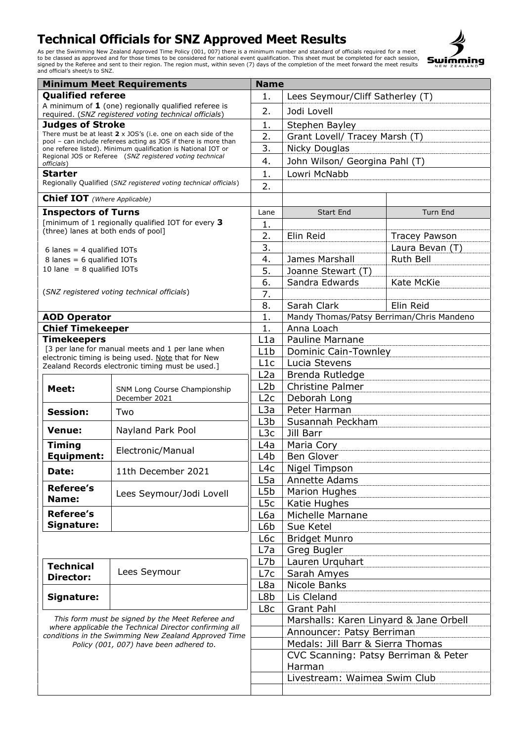# Technical Officials for SNZ Approved Meet Results

As per the Swimming New Zealand Approved Time Policy (001, 007) there is a minimum number and standard of officials required for a meet to be classed as approved and for those times to be considered for national event qualification. This sheet must be completed for each session, signed by the Referee and sent to their region. The region must, within seven (7) days of the completion of the meet forward the meet results and official's sheet/s to SNZ.

| Minimum Meet Requirements | Name | | |
|---|---|---|---|
| **Qualified referee**<br>A minimum of **1** (one) regionally qualified referee is required. (*SNZ registered voting technical officials*) | 1. | Lees Seymour/Cliff Satherley (T) | |
| | 2. | Jodi Lovell | |
| **Judges of Stroke**<br>There must be at least **2** x JOS's (i.e. one on each side of the pool – can include referees acting as JOS if there is more than one referee listed). Minimum qualification is National IOT or Regional JOS or Referee (*SNZ registered voting technical officials*) | 1. | Stephen Bayley | |
| | 2. | Grant Lovell/ Tracey Marsh (T) | |
| | 3. | Nicky Douglas | |
| | 4. | John Wilson/ Georgina Pahl (T) | |
| **Starter**<br>Regionally Qualified (*SNZ registered voting technical officials*) | 1. | Lowri McNabb | |
| | 2. | | |
| **Chief IOT** *(Where Applicable)* | | | |
| **Inspectors of Turns**<br>[minimum of 1 regionally qualified IOT for every **3** (three) lanes at both ends of pool]<br>6 lanes = 4 qualified IOTs<br>8 lanes = 6 qualified IOTs<br>10 lane = 8 qualified IOTs<br>(*SNZ registered voting technical officials*) | Lane | Start End | Turn End |
| | 1. | | |
| | 2. | Elin Reid | Tracey Pawson |
| | 3. | | Laura Bevan (T) |
| | 4. | James Marshall | Ruth Bell |
| | 5. | Joanne Stewart (T) | |
| | 6. | Sandra Edwards | Kate McKie |
| | 7. | | |
| | 8. | Sarah Clark | Elin Reid |
| **AOD Operator** | 1. | Mandy Thomas/Patsy Berriman/Chris Mandeno | |
| **Chief Timekeeper** | 1. | Anna Loach | |
| **Timekeepers**<br>[3 per lane for manual meets and 1 per lane when electronic timing is being used. Note that for New Zealand Records electronic timing must be used.] | L1a | Pauline Marnane | |
| | L1b | Dominic Cain-Townley | |
| | L1c | Lucia Stevens | |
| | L2a | Brenda Rutledge | |
| | L2b | Christine Palmer | |
| | L2c | Deborah Long | |
| | L3a | Peter Harman | |
| | L3b | Susannah Peckham | |
| | L3c | Jill Barr | |
| | L4a | Maria Cory | |
| | L4b | Ben Glover | |
| | L4c | Nigel Timpson | |
| | L5a | Annette Adams | |
| | L5b | Marion Hughes | |
| | L5c | Katie Hughes | |
| | L6a | Michelle Marnane | |
| | L6b | Sue Ketel | |
| | L6c | Bridget Munro | |
| | L7a | Greg Bugler | |
| | L7b | Lauren Urquhart | |
| | L7c | Sarah Amyes | |
| | L8a | Nicole Banks | |
| | L8b | Lis Cleland | |
| | L8c | Grant Pahl | |
| | | Marshalls: Karen Linyard & Jane Orbell | |
| | | Announcer: Patsy Berriman | |
| | | Medals: Jill Barr & Sierra Thomas | |
| | | CVC Scanning: Patsy Berriman & Peter Harman | |
| | | Livestream: Waimea Swim Club | |

| | |
|---|---|
| **Meet:** | SNM Long Course Championship December 2021 |
| **Session:** | Two |
| **Venue:** | Nayland Park Pool |
| **Timing Equipment:** | Electronic/Manual |
| **Date:** | 11th December 2021 |
| **Referee's Name:** | Lees Seymour/Jodi Lovell |
| **Referee's Signature:** | |

| | |
|---|---|
| **Technical Director:** | Lees Seymour |
| **Signature:** | |

*This form must be signed by the Meet Referee and where applicable the Technical Director confirming all conditions in the Swimming New Zealand Approved Time Policy (001, 007) have been adhered to.*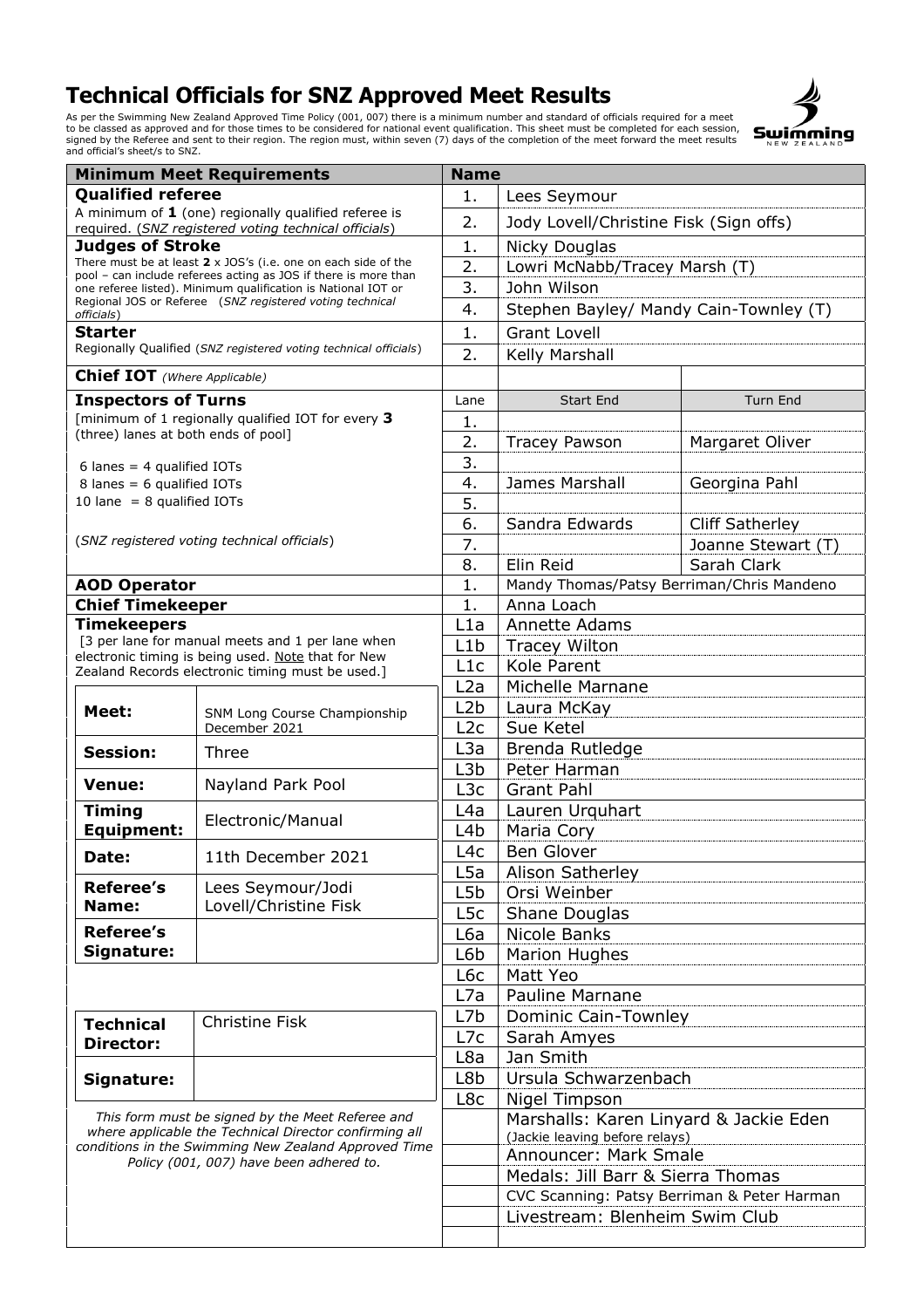# Technical Officials for SNZ Approved Meet Results

As per the Swimming New Zealand Approved Time Policy (001, 007) there is a minimum number and standard of officials required for a meet to be classed as approved and for those times to be considered for national event qualification. This sheet must be completed for each session, signed by the Referee and sent to their region. The region must, within seven (7) days of the completion of the meet forward the meet results and official's sheet/s to SNZ.

| Minimum Meet Requirements | Name | | |
|---|---|---|---|
| **Qualified referee** A minimum of **1** (one) regionally qualified referee is required. (*SNZ registered voting technical officials*) | 1. | Lees Seymour | |
| | 2. | Jody Lovell/Christine Fisk (Sign offs) | |
| **Judges of Stroke** There must be at least **2** x JOS's (i.e. one on each side of the pool – can include referees acting as JOS if there is more than one referee listed). Minimum qualification is National IOT or Regional JOS or Referee (*SNZ registered voting technical officials*) | 1. | Nicky Douglas | |
| | 2. | Lowri McNabb/Tracey Marsh (T) | |
| | 3. | John Wilson | |
| | 4. | Stephen Bayley/ Mandy Cain-Townley (T) | |
| **Starter** Regionally Qualified (*SNZ registered voting technical officials*) | 1. | Grant Lovell | |
| | 2. | Kelly Marshall | |
| **Chief IOT** *(Where Applicable)* | | | |
| **Inspectors of Turns** [minimum of 1 regionally qualified IOT for every **3** (three) lanes at both ends of pool] | Lane | Start End | Turn End |
| | 1. | | |
| 6 lanes = 4 qualified IOTs | 2. | Tracey Pawson | Margaret Oliver |
| 8 lanes = 6 qualified IOTs | 3. | | |
| 10 lane = 8 qualified IOTs | 4. | James Marshall | Georgina Pahl |
| | 5. | | |
| (*SNZ registered voting technical officials*) | 6. | Sandra Edwards | Cliff Satherley |
| | 7. | | Joanne Stewart (T) |
| | 8. | Elin Reid | Sarah Clark |
| **AOD Operator** | 1. | Mandy Thomas/Patsy Berriman/Chris Mandeno | |
| **Chief Timekeeper** | 1. | Anna Loach | |
| **Timekeepers** [3 per lane for manual meets and 1 per lane when electronic timing is being used. Note that for New Zealand Records electronic timing must be used.] | L1a | Annette Adams | |
| | L1b | Tracey Wilton | |
| | L1c | Kole Parent | |
| | L2a | Michelle Marnane | |
| | L2b | Laura McKay | |
| | L2c | Sue Ketel | |
| | L3a | Brenda Rutledge | |
| | L3b | Peter Harman | |
| | L3c | Grant Pahl | |
| | L4a | Lauren Urquhart | |
| | L4b | Maria Cory | |
| | L4c | Ben Glover | |
| | L5a | Alison Satherley | |
| | L5b | Orsi Weinber | |
| | L5c | Shane Douglas | |
| | L6a | Nicole Banks | |
| | L6b | Marion Hughes | |
| | L6c | Matt Yeo | |
| | L7a | Pauline Marnane | |
| | L7b | Dominic Cain-Townley | |
| | L7c | Sarah Amyes | |
| | L8a | Jan Smith | |
| | L8b | Ursula Schwarzenbach | |
| | L8c | Nigel Timpson | |
| | | Marshalls: Karen Linyard & Jackie Eden (Jackie leaving before relays) | |
| | | Announcer: Mark Smale | |
| | | Medals: Jill Barr & Sierra Thomas | |
| | | CVC Scanning: Patsy Berriman & Peter Harman | |
| | | Livestream: Blenheim Swim Club | |

| | |
|---|---|
| **Meet:** | SNM Long Course Championship December 2021 |
| **Session:** | Three |
| **Venue:** | Nayland Park Pool |
| **Timing Equipment:** | Electronic/Manual |
| **Date:** | 11th December 2021 |
| **Referee's Name:** | Lees Seymour/Jodi Lovell/Christine Fisk |
| **Referee's Signature:** | |

| | |
|---|---|
| **Technical Director:** | Christine Fisk |
| **Signature:** | |

*This form must be signed by the Meet Referee and where applicable the Technical Director confirming all conditions in the Swimming New Zealand Approved Time Policy (001, 007) have been adhered to.*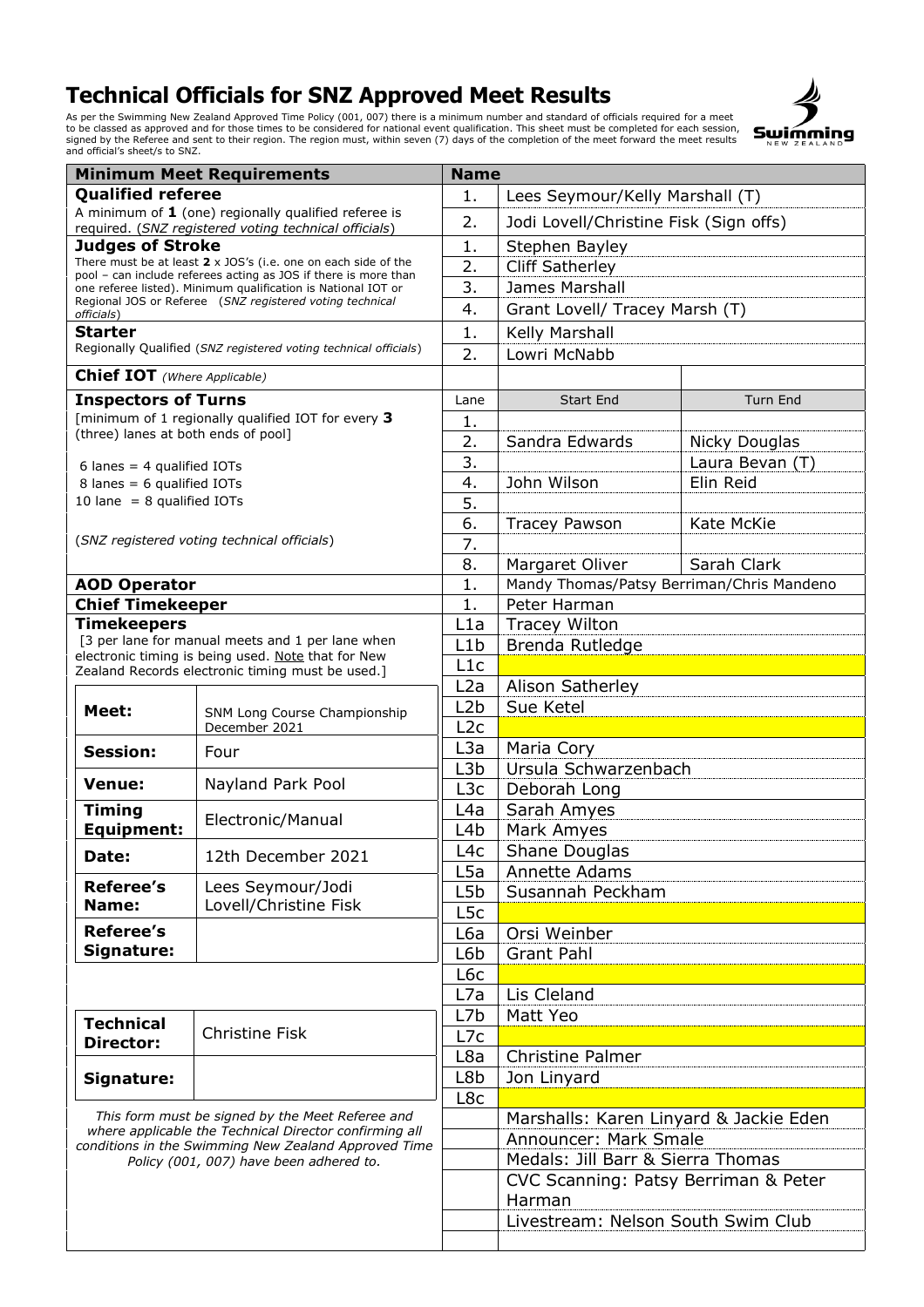# Technical Officials for SNZ Approved Meet Results

As per the Swimming New Zealand Approved Time Policy (001, 007) there is a minimum number and standard of officials required for a meet to be classed as approved and for those times to be considered for national event qualification. This sheet must be completed for each session, signed by the Referee and sent to their region. The region must, within seven (7) days of the completion of the meet forward the meet results and official's sheet/s to SNZ.

| Minimum Meet Requirements | | Name | | |
|---|---|---|---|---|
| **Qualified referee** A minimum of **1** (one) regionally qualified referee is required. (*SNZ registered voting technical officials*) | | 1. | Lees Seymour/Kelly Marshall (T) | |
| | | 2. | Jodi Lovell/Christine Fisk (Sign offs) | |
| **Judges of Stroke** There must be at least **2** x JOS's (i.e. one on each side of the pool – can include referees acting as JOS if there is more than one referee listed). Minimum qualification is National IOT or Regional JOS or Referee (*SNZ registered voting technical officials*) | | 1. | Stephen Bayley | |
| | | 2. | Cliff Satherley | |
| | | 3. | James Marshall | |
| | | 4. | Grant Lovell/ Tracey Marsh (T) | |
| **Starter** Regionally Qualified (*SNZ registered voting technical officials*) | | 1. | Kelly Marshall | |
| | | 2. | Lowri McNabb | |
| **Chief IOT** *(Where Applicable)* | | | | |
| **Inspectors of Turns** [minimum of 1 regionally qualified IOT for every **3** (three) lanes at both ends of pool] | | Lane | Start End | Turn End |
| | | 1. | | |
| | | 2. | Sandra Edwards | Nicky Douglas |
| 6 lanes = 4 qualified IOTs | | 3. | | Laura Bevan (T) |
| 8 lanes = 6 qualified IOTs | | 4. | John Wilson | Elin Reid |
| 10 lane = 8 qualified IOTs | | 5. | | |
| | | 6. | Tracey Pawson | Kate McKie |
| (*SNZ registered voting technical officials*) | | 7. | | |
| | | 8. | Margaret Oliver | Sarah Clark |
| **AOD Operator** | | 1. | Mandy Thomas/Patsy Berriman/Chris Mandeno | |
| **Chief Timekeeper** | | 1. | Peter Harman | |
| **Timekeepers** [3 per lane for manual meets and 1 per lane when electronic timing is being used. Note that for New Zealand Records electronic timing must be used.] | | L1a | Tracey Wilton | |
| | | L1b | Brenda Rutledge | |
| | | L1c | | |
| | | L2a | Alison Satherley | |
| **Meet:** | SNM Long Course Championship December 2021 | L2b | Sue Ketel | |
| | | L2c | | |
| **Session:** | Four | L3a | Maria Cory | |
| | | L3b | Ursula Schwarzenbach | |
| **Venue:** | Nayland Park Pool | L3c | Deborah Long | |
| **Timing Equipment:** | Electronic/Manual | L4a | Sarah Amyes | |
| | | L4b | Mark Amyes | |
| **Date:** | 12th December 2021 | L4c | Shane Douglas | |
| | | L5a | Annette Adams | |
| **Referee's Name:** | Lees Seymour/Jodi Lovell/Christine Fisk | L5b | Susannah Peckham | |
| | | L5c | | |
| **Referee's Signature:** | | L6a | Orsi Weinber | |
| | | L6b | Grant Pahl | |
| | | L6c | | |
| | | L7a | Lis Cleland | |
| **Technical Director:** | Christine Fisk | L7b | Matt Yeo | |
| | | L7c | | |
| **Signature:** | | L8a | Christine Palmer | |
| | | L8b | Jon Linyard | |
| | | L8c | | |
| *This form must be signed by the Meet Referee and where applicable the Technical Director confirming all conditions in the Swimming New Zealand Approved Time Policy (001, 007) have been adhered to.* | | | Marshalls: Karen Linyard & Jackie Eden | |
| | | | Announcer: Mark Smale | |
| | | | Medals: Jill Barr & Sierra Thomas | |
| | | | CVC Scanning: Patsy Berriman & Peter Harman | |
| | | | Livestream: Nelson South Swim Club | |